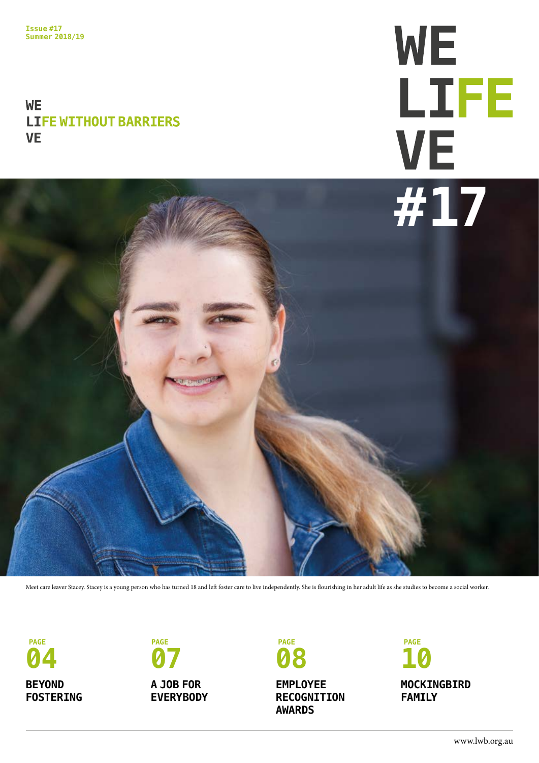Issue #17
Summer 2018/19

**WE**
**LIFE WITHOUT BARRIERS**
**VE**

# WE LIFE VE #17

Meet care leaver Stacey. Stacey is a young person who has turned 18 and left foster care to live independently. She is flourishing in her adult life as she studies to become a social worker.

**PAGE 04**
**BEYOND FOSTERING**

**PAGE 07**
**A JOB FOR EVERYBODY**

**PAGE 08**
**EMPLOYEE RECOGNITION AWARDS**

**PAGE 10**
**MOCKINGBIRD FAMILY**

www.lwb.org.au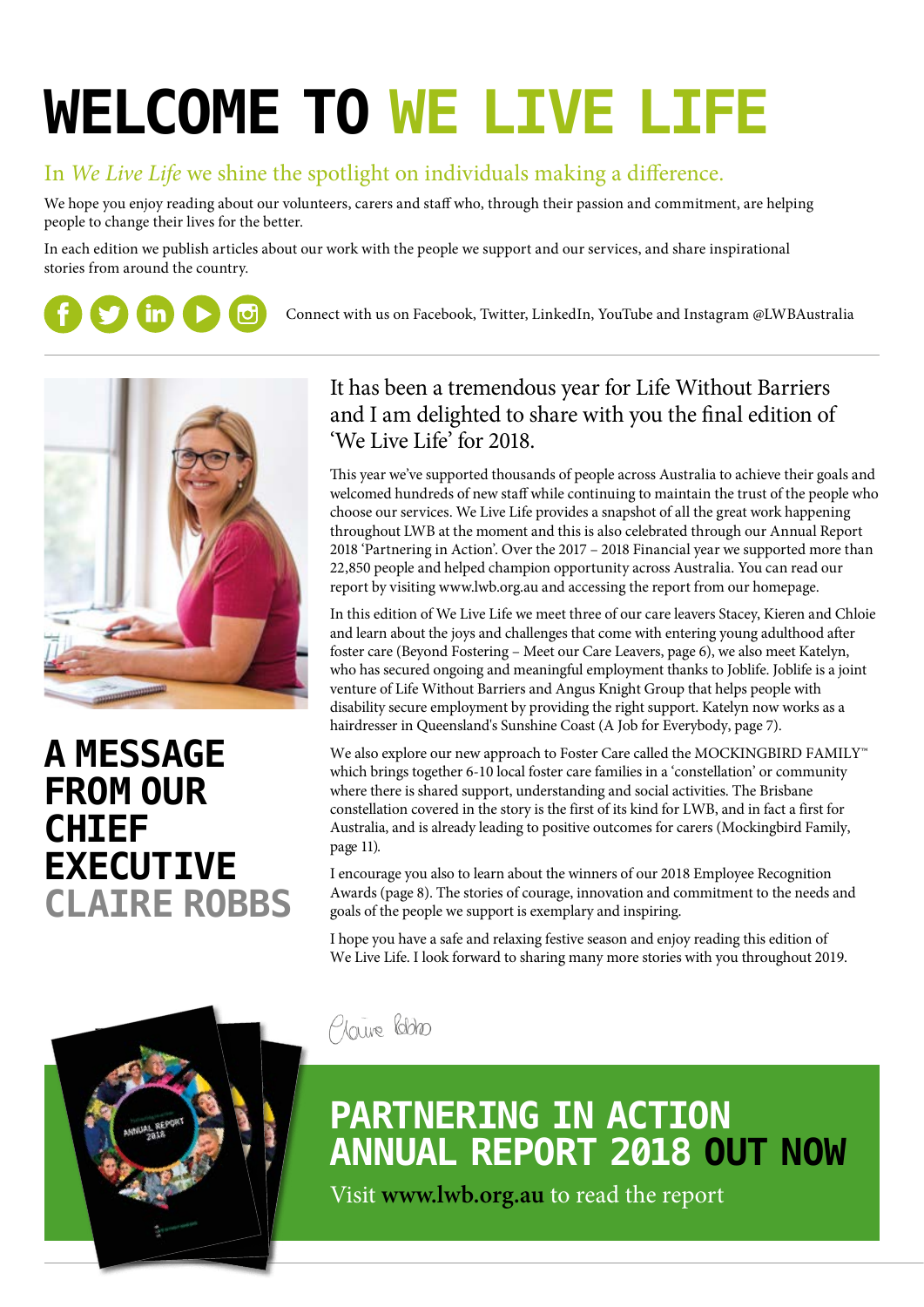# WELCOME TO WE LIVE LIFE

## In *We Live Life* we shine the spotlight on individuals making a difference.

We hope you enjoy reading about our volunteers, carers and staff who, through their passion and commitment, are helping people to change their lives for the better.

In each edition we publish articles about our work with the people we support and our services, and share inspirational stories from around the country.

Connect with us on Facebook, Twitter, LinkedIn, YouTube and Instagram @LWBAustralia

## A MESSAGE FROM OUR CHIEF EXECUTIVE CLAIRE ROBBS

### It has been a tremendous year for Life Without Barriers and I am delighted to share with you the final edition of 'We Live Life' for 2018.

This year we've supported thousands of people across Australia to achieve their goals and welcomed hundreds of new staff while continuing to maintain the trust of the people who choose our services. We Live Life provides a snapshot of all the great work happening throughout LWB at the moment and this is also celebrated through our Annual Report 2018 'Partnering in Action'. Over the 2017 – 2018 Financial year we supported more than 22,850 people and helped champion opportunity across Australia. You can read our report by visiting www.lwb.org.au and accessing the report from our homepage.

In this edition of We Live Life we meet three of our care leavers Stacey, Kieren and Chloie and learn about the joys and challenges that come with entering young adulthood after foster care (Beyond Fostering – Meet our Care Leavers, page 6), we also meet Katelyn, who has secured ongoing and meaningful employment thanks to Joblife. Joblife is a joint venture of Life Without Barriers and Angus Knight Group that helps people with disability secure employment by providing the right support. Katelyn now works as a hairdresser in Queensland's Sunshine Coast (A Job for Everybody, page 7).

We also explore our new approach to Foster Care called the MOCKINGBIRD FAMILY™ which brings together 6-10 local foster care families in a 'constellation' or community where there is shared support, understanding and social activities. The Brisbane constellation covered in the story is the first of its kind for LWB, and in fact a first for Australia, and is already leading to positive outcomes for carers (Mockingbird Family, page 11).

I encourage you also to learn about the winners of our 2018 Employee Recognition Awards (page 8). The stories of courage, innovation and commitment to the needs and goals of the people we support is exemplary and inspiring.

I hope you have a safe and relaxing festive season and enjoy reading this edition of We Live Life. I look forward to sharing many more stories with you throughout 2019.

Claire Robbs

## PARTNERING IN ACTION ANNUAL REPORT 2018 OUT NOW

Visit **www.lwb.org.au** to read the report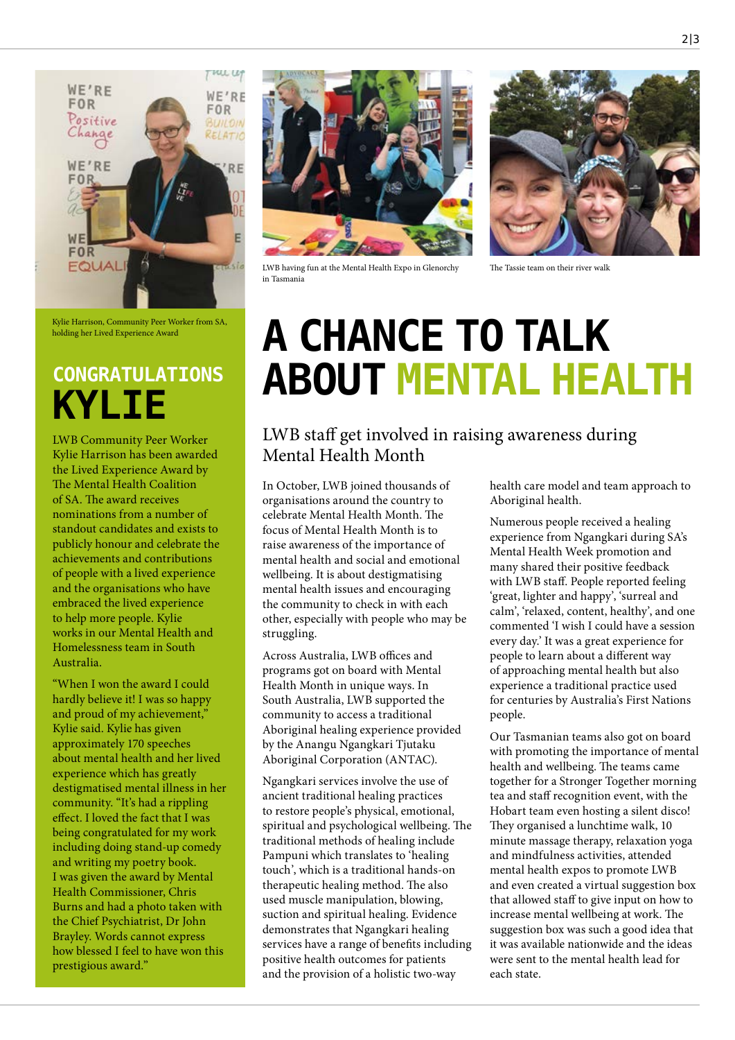Kylie Harrison, Community Peer Worker from SA, holding her Lived Experience Award

## CONGRATULATIONS KYLIE

LWB Community Peer Worker Kylie Harrison has been awarded the Lived Experience Award by The Mental Health Coalition of SA. The award receives nominations from a number of standout candidates and exists to publicly honour and celebrate the achievements and contributions of people with a lived experience and the organisations who have embraced the lived experience to help more people. Kylie works in our Mental Health and Homelessness team in South Australia.

"When I won the award I could hardly believe it! I was so happy and proud of my achievement," Kylie said. Kylie has given approximately 170 speeches about mental health and her lived experience which has greatly destigmatised mental illness in her community. "It's had a rippling effect. I loved the fact that I was being congratulated for my work including doing stand-up comedy and writing my poetry book. I was given the award by Mental Health Commissioner, Chris Burns and had a photo taken with the Chief Psychiatrist, Dr John Brayley. Words cannot express how blessed I feel to have won this prestigious award."

LWB having fun at the Mental Health Expo in Glenorchy in Tasmania

The Tassie team on their river walk

# A CHANCE TO TALK ABOUT MENTAL HEALTH

## LWB staff get involved in raising awareness during Mental Health Month

In October, LWB joined thousands of organisations around the country to celebrate Mental Health Month. The focus of Mental Health Month is to raise awareness of the importance of mental health and social and emotional wellbeing. It is about destigmatising mental health issues and encouraging the community to check in with each other, especially with people who may be struggling.

Across Australia, LWB offices and programs got on board with Mental Health Month in unique ways. In South Australia, LWB supported the community to access a traditional Aboriginal healing experience provided by the Anangu Ngangkari Tjutaku Aboriginal Corporation (ANTAC).

Ngangkari services involve the use of ancient traditional healing practices to restore people's physical, emotional, spiritual and psychological wellbeing. The traditional methods of healing include Pampuni which translates to 'healing touch', which is a traditional hands-on therapeutic healing method. The also used muscle manipulation, blowing, suction and spiritual healing. Evidence demonstrates that Ngangkari healing services have a range of benefits including positive health outcomes for patients and the provision of a holistic two-way health care model and team approach to Aboriginal health.

Numerous people received a healing experience from Ngangkari during SA's Mental Health Week promotion and many shared their positive feedback with LWB staff. People reported feeling 'great, lighter and happy', 'surreal and calm', 'relaxed, content, healthy', and one commented 'I wish I could have a session every day.' It was a great experience for people to learn about a different way of approaching mental health but also experience a traditional practice used for centuries by Australia's First Nations people.

Our Tasmanian teams also got on board with promoting the importance of mental health and wellbeing. The teams came together for a Stronger Together morning tea and staff recognition event, with the Hobart team even hosting a silent disco! They organised a lunchtime walk, 10 minute massage therapy, relaxation yoga and mindfulness activities, attended mental health expos to promote LWB and even created a virtual suggestion box that allowed staff to give input on how to increase mental wellbeing at work. The suggestion box was such a good idea that it was available nationwide and the ideas were sent to the mental health lead for each state.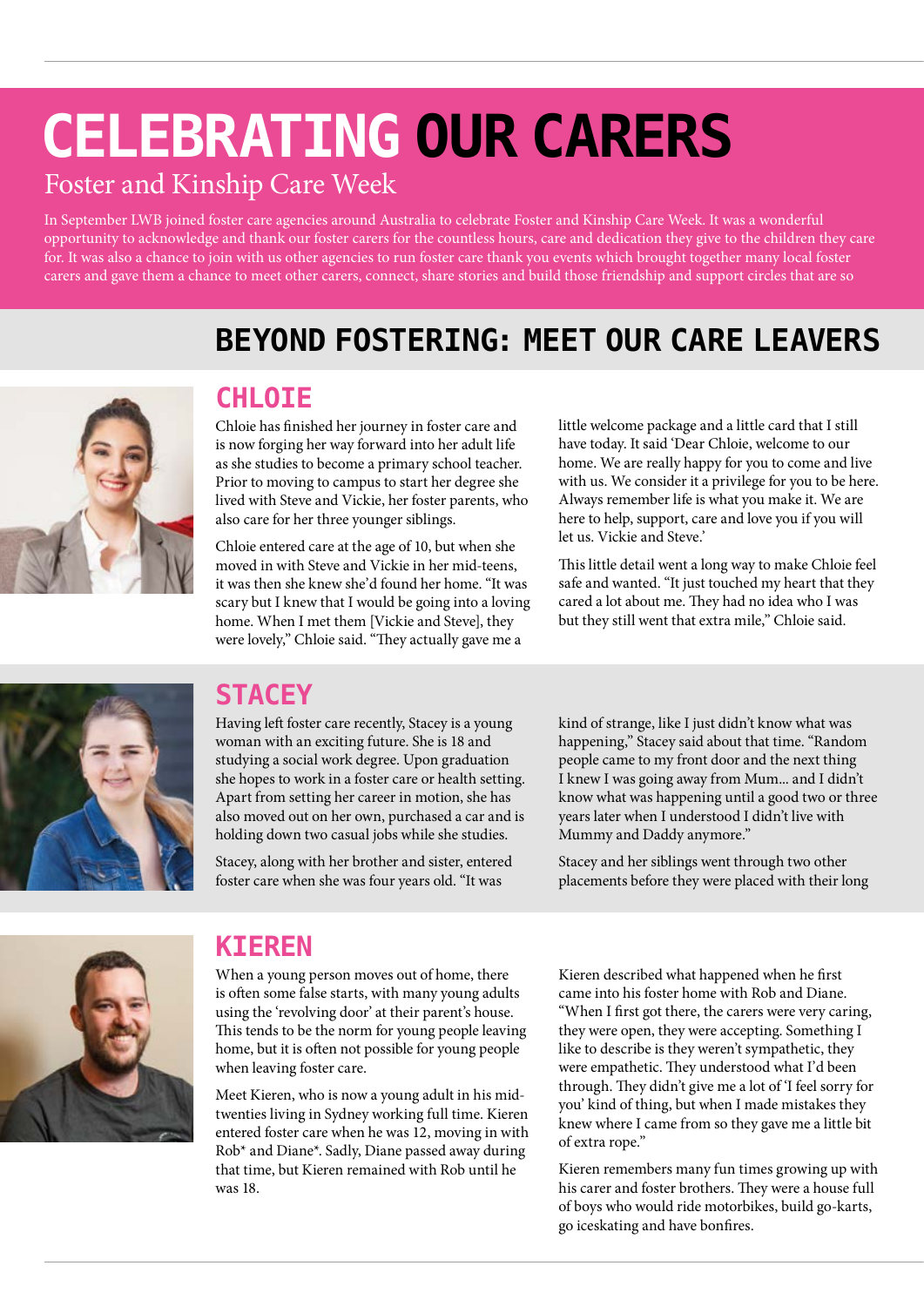# CELEBRATING OUR CARERS

## Foster and Kinship Care Week

In September LWB joined foster care agencies around Australia to celebrate Foster and Kinship Care Week. It was a wonderful opportunity to acknowledge and thank our foster carers for the countless hours, care and dedication they give to the children they care for. It was also a chance to join with us other agencies to run foster care thank you events which brought together many local foster carers and gave them a chance to meet other carers, connect, share stories and build those friendship and support circles that are so

## BEYOND FOSTERING: MEET OUR CARE LEAVERS

### CHLOIE

Chloie has finished her journey in foster care and is now forging her way forward into her adult life as she studies to become a primary school teacher. Prior to moving to campus to start her degree she lived with Steve and Vickie, her foster parents, who also care for her three younger siblings.

Chloie entered care at the age of 10, but when she moved in with Steve and Vickie in her mid-teens, it was then she knew she'd found her home. "It was scary but I knew that I would be going into a loving home. When I met them [Vickie and Steve], they were lovely," Chloie said. "They actually gave me a little welcome package and a little card that I still have today. It said 'Dear Chloie, welcome to our home. We are really happy for you to come and live with us. We consider it a privilege for you to be here. Always remember life is what you make it. We are here to help, support, care and love you if you will let us. Vickie and Steve.'

This little detail went a long way to make Chloie feel safe and wanted. "It just touched my heart that they cared a lot about me. They had no idea who I was but they still went that extra mile," Chloie said.

### STACEY

Having left foster care recently, Stacey is a young woman with an exciting future. She is 18 and studying a social work degree. Upon graduation she hopes to work in a foster care or health setting. Apart from setting her career in motion, she has also moved out on her own, purchased a car and is holding down two casual jobs while she studies.

Stacey, along with her brother and sister, entered foster care when she was four years old. "It was kind of strange, like I just didn't know what was happening," Stacey said about that time. "Random people came to my front door and the next thing I knew I was going away from Mum... and I didn't know what was happening until a good two or three years later when I understood I didn't live with Mummy and Daddy anymore."

Stacey and her siblings went through two other placements before they were placed with their long

### KIEREN

When a young person moves out of home, there is often some false starts, with many young adults using the 'revolving door' at their parent's house. This tends to be the norm for young people leaving home, but it is often not possible for young people when leaving foster care.

Meet Kieren, who is now a young adult in his mid-twenties living in Sydney working full time. Kieren entered foster care when he was 12, moving in with Rob* and Diane*. Sadly, Diane passed away during that time, but Kieren remained with Rob until he was 18.

Kieren described what happened when he first came into his foster home with Rob and Diane. "When I first got there, the carers were very caring, they were open, they were accepting. Something I like to describe is they weren't sympathetic, they were empathetic. They understood what I'd been through. They didn't give me a lot of 'I feel sorry for you' kind of thing, but when I made mistakes they knew where I came from so they gave me a little bit of extra rope."

Kieren remembers many fun times growing up with his carer and foster brothers. They were a house full of boys who would ride motorbikes, build go-karts, go iceskating and have bonfires.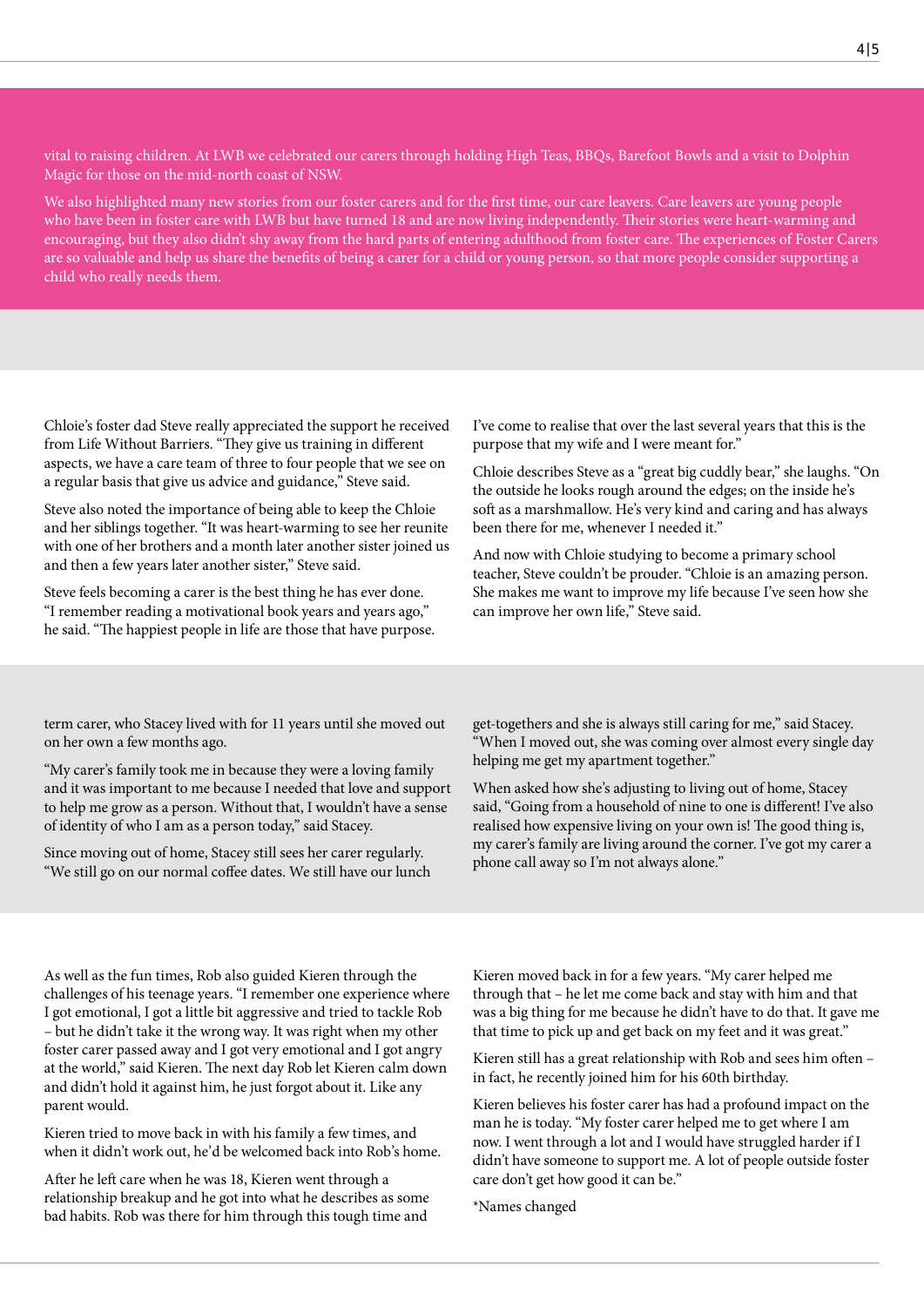vital to raising children. At LWB we celebrated our carers through holding High Teas, BBQs, Barefoot Bowls and a visit to Dolphin Magic for those on the mid-north coast of NSW.

We also highlighted many new stories from our foster carers and for the first time, our care leavers. Care leavers are young people who have been in foster care with LWB but have turned 18 and are now living independently. Their stories were heart-warming and encouraging, but they also didn't shy away from the hard parts of entering adulthood from foster care. The experiences of Foster Carers are so valuable and help us share the benefits of being a carer for a child or young person, so that more people consider supporting a child who really needs them.

Chloie's foster dad Steve really appreciated the support he received from Life Without Barriers. "They give us training in different aspects, we have a care team of three to four people that we see on a regular basis that give us advice and guidance," Steve said.

Steve also noted the importance of being able to keep the Chloie and her siblings together. "It was heart-warming to see her reunite with one of her brothers and a month later another sister joined us and then a few years later another sister," Steve said.

Steve feels becoming a carer is the best thing he has ever done. "I remember reading a motivational book years and years ago," he said. "The happiest people in life are those that have purpose. I've come to realise that over the last several years that this is the purpose that my wife and I were meant for."

Chloie describes Steve as a "great big cuddly bear," she laughs. "On the outside he looks rough around the edges; on the inside he's soft as a marshmallow. He's very kind and caring and has always been there for me, whenever I needed it."

And now with Chloie studying to become a primary school teacher, Steve couldn't be prouder. "Chloie is an amazing person. She makes me want to improve my life because I've seen how she can improve her own life," Steve said.

term carer, who Stacey lived with for 11 years until she moved out on her own a few months ago.

"My carer's family took me in because they were a loving family and it was important to me because I needed that love and support to help me grow as a person. Without that, I wouldn't have a sense of identity of who I am as a person today," said Stacey.

Since moving out of home, Stacey still sees her carer regularly. "We still go on our normal coffee dates. We still have our lunch get-togethers and she is always still caring for me," said Stacey. "When I moved out, she was coming over almost every single day helping me get my apartment together."

When asked how she's adjusting to living out of home, Stacey said, "Going from a household of nine to one is different! I've also realised how expensive living on your own is! The good thing is, my carer's family are living around the corner. I've got my carer a phone call away so I'm not always alone."

As well as the fun times, Rob also guided Kieren through the challenges of his teenage years. "I remember one experience where I got emotional, I got a little bit aggressive and tried to tackle Rob – but he didn't take it the wrong way. It was right when my other foster carer passed away and I got very emotional and I got angry at the world," said Kieren. The next day Rob let Kieren calm down and didn't hold it against him, he just forgot about it. Like any parent would.

Kieren tried to move back in with his family a few times, and when it didn't work out, he'd be welcomed back into Rob's home.

After he left care when he was 18, Kieren went through a relationship breakup and he got into what he describes as some bad habits. Rob was there for him through this tough time and Kieren moved back in for a few years. "My carer helped me through that – he let me come back and stay with him and that was a big thing for me because he didn't have to do that. It gave me that time to pick up and get back on my feet and it was great."

Kieren still has a great relationship with Rob and sees him often – in fact, he recently joined him for his 60th birthday.

Kieren believes his foster carer has had a profound impact on the man he is today. "My foster carer helped me to get where I am now. I went through a lot and I would have struggled harder if I didn't have someone to support me. A lot of people outside foster care don't get how good it can be."

*Names changed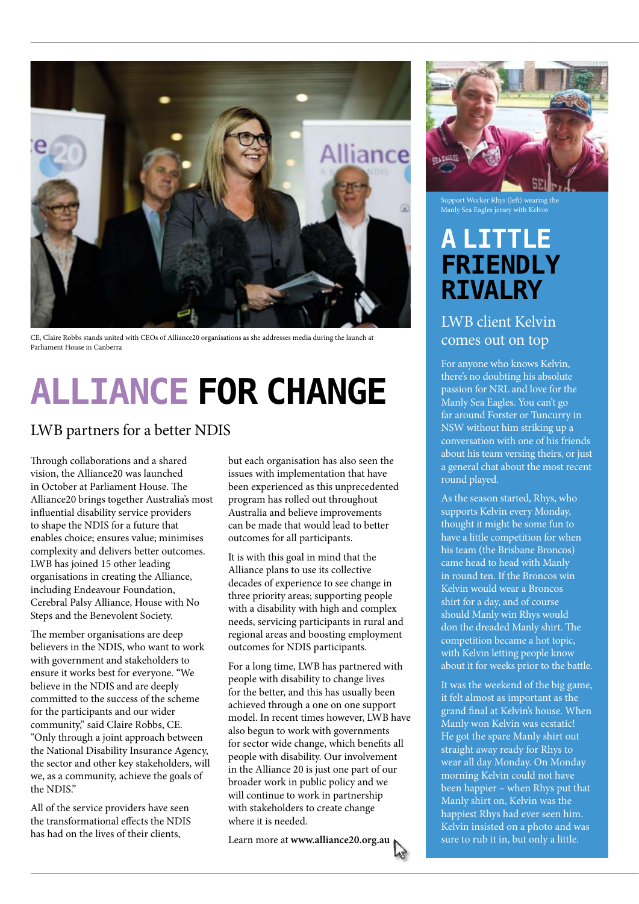CE, Claire Robbs stands united with CEOs of Alliance20 organisations as she addresses media during the launch at Parliament House in Canberra

# ALLIANCE FOR CHANGE

## LWB partners for a better NDIS

Through collaborations and a shared vision, the Alliance20 was launched in October at Parliament House. The Alliance20 brings together Australia's most influential disability service providers to shape the NDIS for a future that enables choice; ensures value; minimises complexity and delivers better outcomes. LWB has joined 15 other leading organisations in creating the Alliance, including Endeavour Foundation, Cerebral Palsy Alliance, House with No Steps and the Benevolent Society.

The member organisations are deep believers in the NDIS, who want to work with government and stakeholders to ensure it works best for everyone. "We believe in the NDIS and are deeply committed to the success of the scheme for the participants and our wider community," said Claire Robbs, CE. "Only through a joint approach between the National Disability Insurance Agency, the sector and other key stakeholders, will we, as a community, achieve the goals of the NDIS."

All of the service providers have seen the transformational effects the NDIS has had on the lives of their clients, but each organisation has also seen the issues with implementation that have been experienced as this unprecedented program has rolled out throughout Australia and believe improvements can be made that would lead to better outcomes for all participants.

It is with this goal in mind that the Alliance plans to use its collective decades of experience to see change in three priority areas; supporting people with a disability with high and complex needs, servicing participants in rural and regional areas and boosting employment outcomes for NDIS participants.

For a long time, LWB has partnered with people with disability to change lives for the better, and this has usually been achieved through a one on one support model. In recent times however, LWB have also begun to work with governments for sector wide change, which benefits all people with disability. Our involvement in the Alliance 20 is just one part of our broader work in public policy and we will continue to work in partnership with stakeholders to create change where it is needed.

Learn more at **www.alliance20.org.au**

Support Worker Rhys (left) wearing the Manly Sea Eagles jersey with Kelvin

# A LITTLE FRIENDLY RIVALRY

## LWB client Kelvin comes out on top

For anyone who knows Kelvin, there's no doubting his absolute passion for NRL and love for the Manly Sea Eagles. You can't go far around Forster or Tuncurry in NSW without him striking up a conversation with one of his friends about his team versing theirs, or just a general chat about the most recent round played.

As the season started, Rhys, who supports Kelvin every Monday, thought it might be some fun to have a little competition for when his team (the Brisbane Broncos) came head to head with Manly in round ten. If the Broncos win Kelvin would wear a Broncos shirt for a day, and of course should Manly win Rhys would don the dreaded Manly shirt. The competition became a hot topic, with Kelvin letting people know about it for weeks prior to the battle.

It was the weekend of the big game, it felt almost as important as the grand final at Kelvin's house. When Manly won Kelvin was ecstatic! He got the spare Manly shirt out straight away ready for Rhys to wear all day Monday. On Monday morning Kelvin could not have been happier – when Rhys put that Manly shirt on, Kelvin was the happiest Rhys had ever seen him. Kelvin insisted on a photo and was sure to rub it in, but only a little.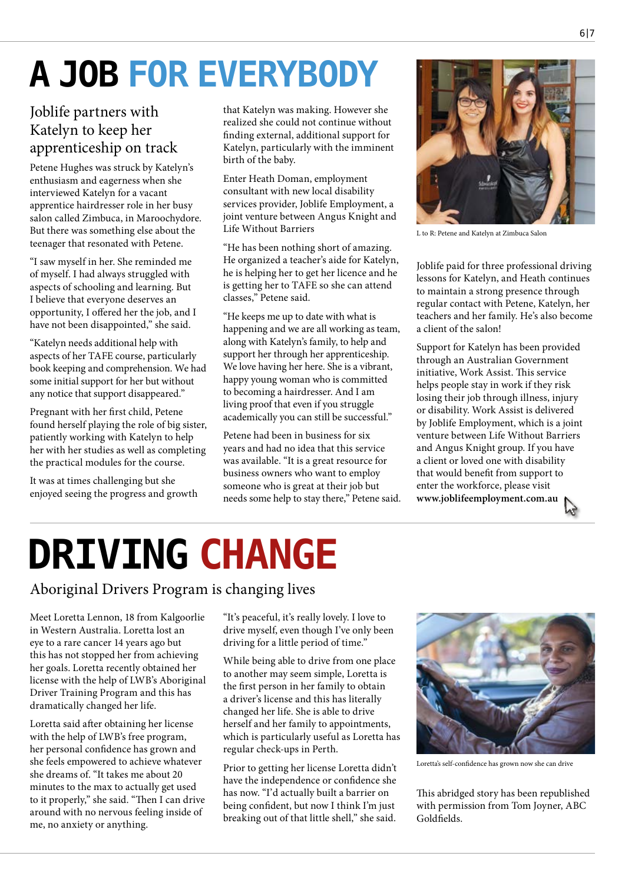# A JOB FOR EVERYBODY

## Joblife partners with Katelyn to keep her apprenticeship on track

Petene Hughes was struck by Katelyn's enthusiasm and eagerness when she interviewed Katelyn for a vacant apprentice hairdresser role in her busy salon called Zimbuca, in Maroochydore. But there was something else about the teenager that resonated with Petene.

"I saw myself in her. She reminded me of myself. I had always struggled with aspects of schooling and learning. But I believe that everyone deserves an opportunity, I offered her the job, and I have not been disappointed," she said.

"Katelyn needs additional help with aspects of her TAFE course, particularly book keeping and comprehension. We had some initial support for her but without any notice that support disappeared."

Pregnant with her first child, Petene found herself playing the role of big sister, patiently working with Katelyn to help her with her studies as well as completing the practical modules for the course.

It was at times challenging but she enjoyed seeing the progress and growth that Katelyn was making. However she realized she could not continue without finding external, additional support for Katelyn, particularly with the imminent birth of the baby.

Enter Heath Doman, employment consultant with new local disability services provider, Joblife Employment, a joint venture between Angus Knight and Life Without Barriers

"He has been nothing short of amazing. He organized a teacher's aide for Katelyn, he is helping her to get her licence and he is getting her to TAFE so she can attend classes," Petene said.

"He keeps me up to date with what is happening and we are all working as team, along with Katelyn's family, to help and support her through her apprenticeship. We love having her here. She is a vibrant, happy young woman who is committed to becoming a hairdresser. And I am living proof that even if you struggle academically you can still be successful."

Petene had been in business for six years and had no idea that this service was available. "It is a great resource for business owners who want to employ someone who is great at their job but needs some help to stay there," Petene said.

L to R: Petene and Katelyn at Zimbuca Salon

Joblife paid for three professional driving lessons for Katelyn, and Heath continues to maintain a strong presence through regular contact with Petene, Katelyn, her teachers and her family. He's also become a client of the salon!

Support for Katelyn has been provided through an Australian Government initiative, Work Assist. This service helps people stay in work if they risk losing their job through illness, injury or disability. Work Assist is delivered by Joblife Employment, which is a joint venture between Life Without Barriers and Angus Knight group. If you have a client or loved one with disability that would benefit from support to enter the workforce, please visit **www.joblifeemployment.com.au**

# DRIVING CHANGE

## Aboriginal Drivers Program is changing lives

Meet Loretta Lennon, 18 from Kalgoorlie in Western Australia. Loretta lost an eye to a rare cancer 14 years ago but this has not stopped her from achieving her goals. Loretta recently obtained her license with the help of LWB's Aboriginal Driver Training Program and this has dramatically changed her life.

Loretta said after obtaining her license with the help of LWB's free program, her personal confidence has grown and she feels empowered to achieve whatever she dreams of. "It takes me about 20 minutes to the max to actually get used to it properly," she said. "Then I can drive around with no nervous feeling inside of me, no anxiety or anything.

"It's peaceful, it's really lovely. I love to drive myself, even though I've only been driving for a little period of time."

While being able to drive from one place to another may seem simple, Loretta is the first person in her family to obtain a driver's license and this has literally changed her life. She is able to drive herself and her family to appointments, which is particularly useful as Loretta has regular check-ups in Perth.

Prior to getting her license Loretta didn't have the independence or confidence she has now. "I'd actually built a barrier on being confident, but now I think I'm just breaking out of that little shell," she said.

Loretta's self-confidence has grown now she can drive

This abridged story has been republished with permission from Tom Joyner, ABC Goldfields.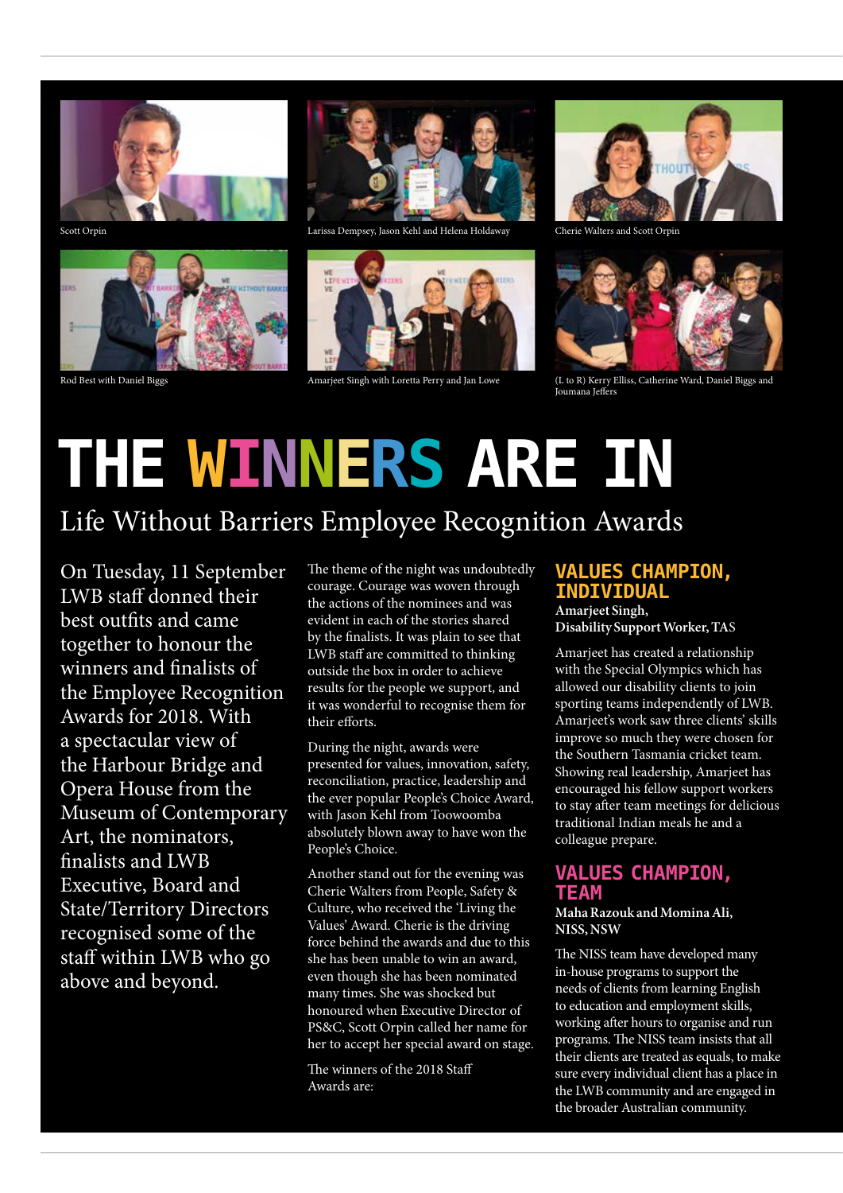Scott Orpin

Larissa Dempsey, Jason Kehl and Helena Holdaway

Cherie Walters and Scott Orpin

Rod Best with Daniel Biggs

Amarjeet Singh with Loretta Perry and Jan Lowe

(L to R) Kerry Elliss, Catherine Ward, Daniel Biggs and Joumana Jeffers

# THE WINNERS ARE IN

## Life Without Barriers Employee Recognition Awards

On Tuesday, 11 September LWB staff donned their best outfits and came together to honour the winners and finalists of the Employee Recognition Awards for 2018. With a spectacular view of the Harbour Bridge and Opera House from the Museum of Contemporary Art, the nominators, finalists and LWB Executive, Board and State/Territory Directors recognised some of the staff within LWB who go above and beyond.

The theme of the night was undoubtedly courage. Courage was woven through the actions of the nominees and was evident in each of the stories shared by the finalists. It was plain to see that LWB staff are committed to thinking outside the box in order to achieve results for the people we support, and it was wonderful to recognise them for their efforts.

During the night, awards were presented for values, innovation, safety, reconciliation, practice, leadership and the ever popular People's Choice Award, with Jason Kehl from Toowoomba absolutely blown away to have won the People's Choice.

Another stand out for the evening was Cherie Walters from People, Safety & Culture, who received the 'Living the Values' Award. Cherie is the driving force behind the awards and due to this she has been unable to win an award, even though she has been nominated many times. She was shocked but honoured when Executive Director of PS&C, Scott Orpin called her name for her to accept her special award on stage.

The winners of the 2018 Staff Awards are:

### VALUES CHAMPION, INDIVIDUAL

**Amarjeet Singh, Disability Support Worker, TAS**

Amarjeet has created a relationship with the Special Olympics which has allowed our disability clients to join sporting teams independently of LWB. Amarjeet's work saw three clients' skills improve so much they were chosen for the Southern Tasmania cricket team. Showing real leadership, Amarjeet has encouraged his fellow support workers to stay after team meetings for delicious traditional Indian meals he and a colleague prepare.

### VALUES CHAMPION, TEAM

**Maha Razouk and Momina Ali, NISS, NSW**

The NISS team have developed many in-house programs to support the needs of clients from learning English to education and employment skills, working after hours to organise and run programs. The NISS team insists that all their clients are treated as equals, to make sure every individual client has a place in the LWB community and are engaged in the broader Australian community.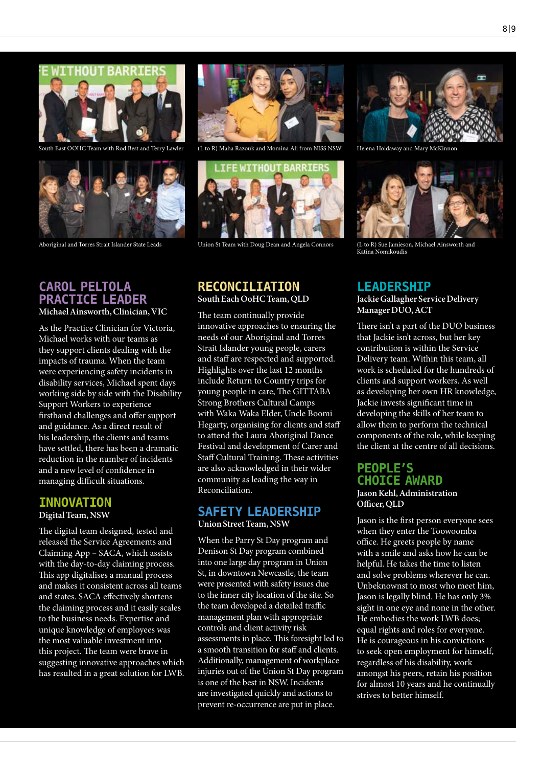South East OOHC Team with Rod Best and Terry Lawler

(L to R) Maha Razouk and Momina Ali from NISS NSW

Helena Holdaway and Mary McKinnon

Aboriginal and Torres Strait Islander State Leads

Union St Team with Doug Dean and Angela Connors

(L to R) Sue Jamieson, Michael Ainsworth and Katina Nomikoudis

## CAROL PELTOLA PRACTICE LEADER

**Michael Ainsworth, Clinician, VIC**

As the Practice Clinician for Victoria, Michael works with our teams as they support clients dealing with the impacts of trauma. When the team were experiencing safety incidents in disability services, Michael spent days working side by side with the Disability Support Workers to experience firsthand challenges and offer support and guidance. As a direct result of his leadership, the clients and teams have settled, there has been a dramatic reduction in the number of incidents and a new level of confidence in managing difficult situations.

## INNOVATION

**Digital Team, NSW**

The digital team designed, tested and released the Service Agreements and Claiming App – SACA, which assists with the day-to-day claiming process. This app digitalises a manual process and makes it consistent across all teams and states. SACA effectively shortens the claiming process and it easily scales to the business needs. Expertise and unique knowledge of employees was the most valuable investment into this project. The team were brave in suggesting innovative approaches which has resulted in a great solution for LWB.

## RECONCILIATION

**South Each OoHC Team, QLD**

The team continually provide innovative approaches to ensuring the needs of our Aboriginal and Torres Strait Islander young people, carers and staff are respected and supported. Highlights over the last 12 months include Return to Country trips for young people in care, The GITTABA Strong Brothers Cultural Camps with Waka Waka Elder, Uncle Boomi Hegarty, organising for clients and staff to attend the Laura Aboriginal Dance Festival and development of Carer and Staff Cultural Training. These activities are also acknowledged in their wider community as leading the way in Reconciliation.

## SAFETY LEADERSHIP

**Union Street Team, NSW**

When the Parry St Day program and Denison St Day program combined into one large day program in Union St, in downtown Newcastle, the team were presented with safety issues due to the inner city location of the site. So the team developed a detailed traffic management plan with appropriate controls and client activity risk assessments in place. This foresight led to a smooth transition for staff and clients. Additionally, management of workplace injuries out of the Union St Day program is one of the best in NSW. Incidents are investigated quickly and actions to prevent re-occurrence are put in place.

## LEADERSHIP

**Jackie Gallagher Service Delivery Manager DUO, ACT**

There isn't a part of the DUO business that Jackie isn't across, but her key contribution is within the Service Delivery team. Within this team, all work is scheduled for the hundreds of clients and support workers. As well as developing her own HR knowledge, Jackie invests significant time in developing the skills of her team to allow them to perform the technical components of the role, while keeping the client at the centre of all decisions.

## PEOPLE'S CHOICE AWARD

**Jason Kehl, Administration Officer, QLD**

Jason is the first person everyone sees when they enter the Toowoomba office. He greets people by name with a smile and asks how he can be helpful. He takes the time to listen and solve problems wherever he can. Unbeknownst to most who meet him, Jason is legally blind. He has only 3% sight in one eye and none in the other. He embodies the work LWB does; equal rights and roles for everyone. He is courageous in his convictions to seek open employment for himself, regardless of his disability, work amongst his peers, retain his position for almost 10 years and he continually strives to better himself.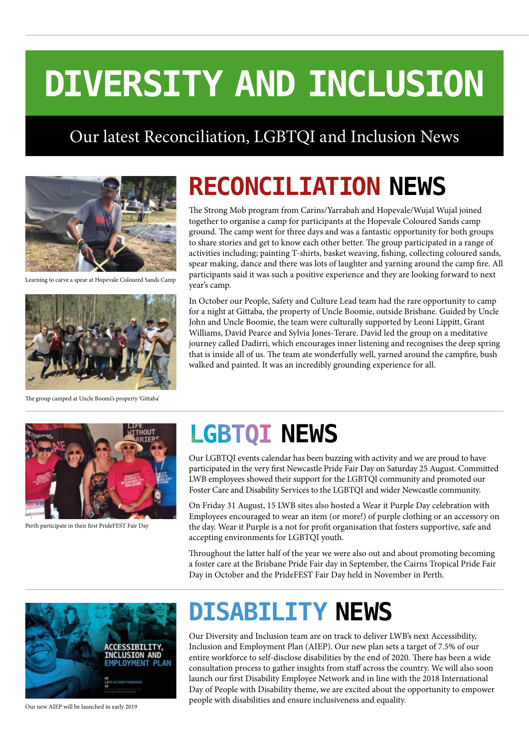# DIVERSITY AND INCLUSION

Our latest Reconciliation, LGBTQI and Inclusion News

## RECONCILIATION NEWS

Learning to carve a spear at Hopevale Coloured Sands Camp

The group camped at Uncle Boomi's property 'Gittaba'

The Strong Mob program from Carins/Yarrabah and Hopevale/Wujal Wujal joined together to organise a camp for participants at the Hopevale Coloured Sands camp ground. The camp went for three days and was a fantastic opportunity for both groups to share stories and get to know each other better. The group participated in a range of activities including; painting T-shirts, basket weaving, fishing, collecting coloured sands, spear making, dance and there was lots of laughter and yarning around the camp fire. All participants said it was such a positive experience and they are looking forward to next year's camp.

In October our People, Safety and Culture Lead team had the rare opportunity to camp for a night at Gittaba, the property of Uncle Boomie, outside Brisbane. Guided by Uncle John and Uncle Boomie, the team were culturally supported by Leoni Lippitt, Grant Williams, David Pearce and Sylvia Jones-Terare. David led the group on a meditative journey called Dadirri, which encourages inner listening and recognises the deep spring that is inside all of us. The team ate wonderfully well, yarned around the campfire, bush walked and painted. It was an incredibly grounding experience for all.

## LGBTQI NEWS

Perth participate in their first PrideFEST Fair Day

Our LGBTQI events calendar has been buzzing with activity and we are proud to have participated in the very first Newcastle Pride Fair Day on Saturday 25 August. Committed LWB employees showed their support for the LGBTQI community and promoted our Foster Care and Disability Services to the LGBTQI and wider Newcastle community.

On Friday 31 August, 15 LWB sites also hosted a Wear it Purple Day celebration with Employees encouraged to wear an item (or more!) of purple clothing or an accessory on the day. Wear it Purple is a not for profit organisation that fosters supportive, safe and accepting environments for LGBTQI youth.

Throughout the latter half of the year we were also out and about promoting becoming a foster care at the Brisbane Pride Fair day in September, the Cairns Tropical Pride Fair Day in October and the PrideFEST Fair Day held in November in Perth.

## DISABILITY NEWS

Our new AIEP will be launched in early 2019

Our Diversity and Inclusion team are on track to deliver LWB's next Accessibility, Inclusion and Employment Plan (AIEP). Our new plan sets a target of 7.5% of our entire workforce to self-disclose disabilities by the end of 2020. There has been a wide consultation process to gather insights from staff across the country. We will also soon launch our first Disability Employee Network and in line with the 2018 International Day of People with Disability theme, we are excited about the opportunity to empower people with disabilities and ensure inclusiveness and equality.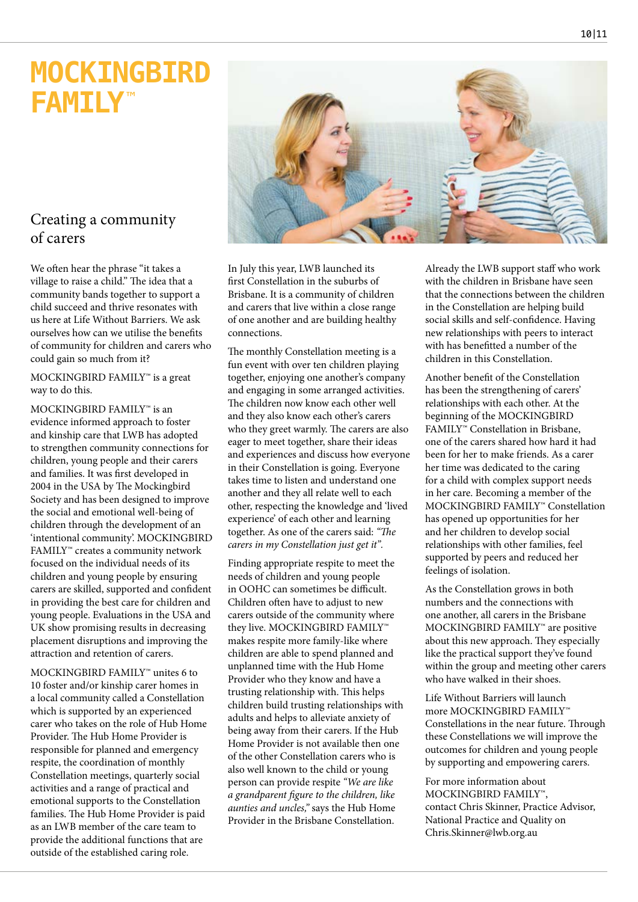# MOCKINGBIRD FAMILY™

## Creating a community of carers

We often hear the phrase "it takes a village to raise a child." The idea that a community bands together to support a child succeed and thrive resonates with us here at Life Without Barriers. We ask ourselves how can we utilise the benefits of community for children and carers who could gain so much from it?

MOCKINGBIRD FAMILY™ is a great way to do this.

MOCKINGBIRD FAMILY™ is an evidence informed approach to foster and kinship care that LWB has adopted to strengthen community connections for children, young people and their carers and families. It was first developed in 2004 in the USA by The Mockingbird Society and has been designed to improve the social and emotional well-being of children through the development of an 'intentional community'. MOCKINGBIRD FAMILY™ creates a community network focused on the individual needs of its children and young people by ensuring carers are skilled, supported and confident in providing the best care for children and young people. Evaluations in the USA and UK show promising results in decreasing placement disruptions and improving the attraction and retention of carers.

MOCKINGBIRD FAMILY™ unites 6 to 10 foster and/or kinship carer homes in a local community called a Constellation which is supported by an experienced carer who takes on the role of Hub Home Provider. The Hub Home Provider is responsible for planned and emergency respite, the coordination of monthly Constellation meetings, quarterly social activities and a range of practical and emotional supports to the Constellation families. The Hub Home Provider is paid as an LWB member of the care team to provide the additional functions that are outside of the established caring role.

In July this year, LWB launched its first Constellation in the suburbs of Brisbane. It is a community of children and carers that live within a close range of one another and are building healthy connections.

The monthly Constellation meeting is a fun event with over ten children playing together, enjoying one another's company and engaging in some arranged activities. The children now know each other well and they also know each other's carers who they greet warmly. The carers are also eager to meet together, share their ideas and experiences and discuss how everyone in their Constellation is going. Everyone takes time to listen and understand one another and they all relate well to each other, respecting the knowledge and 'lived experience' of each other and learning together. As one of the carers said: *"The carers in my Constellation just get it"*.

Finding appropriate respite to meet the needs of children and young people in OOHC can sometimes be difficult. Children often have to adjust to new carers outside of the community where they live. MOCKINGBIRD FAMILY™ makes respite more family-like where children are able to spend planned and unplanned time with the Hub Home Provider who they know and have a trusting relationship with. This helps children build trusting relationships with adults and helps to alleviate anxiety of being away from their carers. If the Hub Home Provider is not available then one of the other Constellation carers who is also well known to the child or young person can provide respite *"We are like a grandparent figure to the children, like aunties and uncles,"* says the Hub Home Provider in the Brisbane Constellation.

Already the LWB support staff who work with the children in Brisbane have seen that the connections between the children in the Constellation are helping build social skills and self-confidence. Having new relationships with peers to interact with has benefitted a number of the children in this Constellation.

Another benefit of the Constellation has been the strengthening of carers' relationships with each other. At the beginning of the MOCKINGBIRD FAMILY™ Constellation in Brisbane, one of the carers shared how hard it had been for her to make friends. As a carer her time was dedicated to the caring for a child with complex support needs in her care. Becoming a member of the MOCKINGBIRD FAMILY™ Constellation has opened up opportunities for her and her children to develop social relationships with other families, feel supported by peers and reduced her feelings of isolation.

As the Constellation grows in both numbers and the connections with one another, all carers in the Brisbane MOCKINGBIRD FAMILY™ are positive about this new approach. They especially like the practical support they've found within the group and meeting other carers who have walked in their shoes.

Life Without Barriers will launch more MOCKINGBIRD FAMILY™ Constellations in the near future. Through these Constellations we will improve the outcomes for children and young people by supporting and empowering carers.

For more information about MOCKINGBIRD FAMILY™, contact Chris Skinner, Practice Advisor, National Practice and Quality on Chris.Skinner@lwb.org.au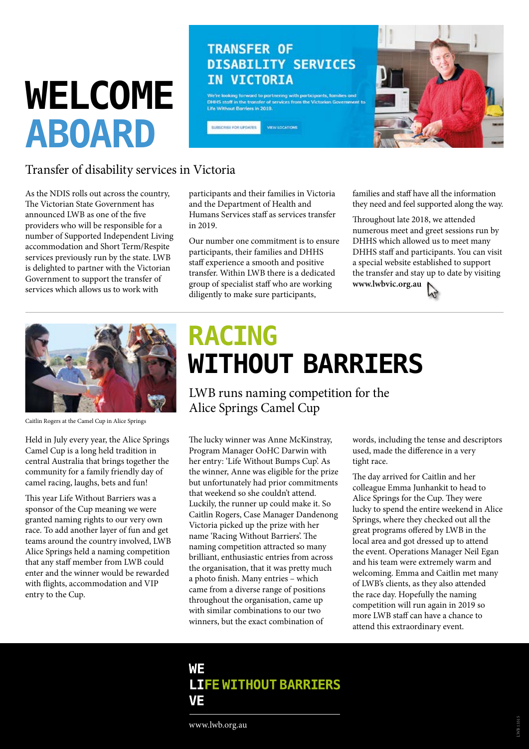# WELCOME ABOARD

## TRANSFER OF DISABILITY SERVICES IN VICTORIA

We're looking forward to partnering with participants, families and DHHS staff in the transfer of services from the Victorian Government to Life Without Barriers in 2019.

SUBSCRIBE FOR UPDATES

VIEW LOCATIONS

### Transfer of disability services in Victoria

As the NDIS rolls out across the country, The Victorian State Government has announced LWB as one of the five providers who will be responsible for a number of Supported Independent Living accommodation and Short Term/Respite services previously run by the state. LWB is delighted to partner with the Victorian Government to support the transfer of services which allows us to work with participants and their families in Victoria and the Department of Health and Humans Services staff as services transfer in 2019.

Our number one commitment is to ensure participants, their families and DHHS staff experience a smooth and positive transfer. Within LWB there is a dedicated group of specialist staff who are working diligently to make sure participants, families and staff have all the information they need and feel supported along the way.

Throughout late 2018, we attended numerous meet and greet sessions run by DHHS which allowed us to meet many DHHS staff and participants. You can visit a special website established to support the transfer and stay up to date by visiting **www.lwbvic.org.au**

# RACING WITHOUT BARRIERS

### LWB runs naming competition for the Alice Springs Camel Cup

Caitlin Rogers at the Camel Cup in Alice Springs

Held in July every year, the Alice Springs Camel Cup is a long held tradition in central Australia that brings together the community for a family friendly day of camel racing, laughs, bets and fun!

This year Life Without Barriers was a sponsor of the Cup meaning we were granted naming rights to our very own race. To add another layer of fun and get teams around the country involved, LWB Alice Springs held a naming competition that any staff member from LWB could enter and the winner would be rewarded with flights, accommodation and VIP entry to the Cup.

The lucky winner was Anne McKinstray, Program Manager OoHC Darwin with her entry: 'Life Without Bumps Cup'. As the winner, Anne was eligible for the prize but unfortunately had prior commitments that weekend so she couldn't attend. Luckily, the runner up could make it. So Caitlin Rogers, Case Manager Dandenong Victoria picked up the prize with her name 'Racing Without Barriers'. The naming competition attracted so many brilliant, enthusiastic entries from across the organisation, that it was pretty much a photo finish. Many entries – which came from a diverse range of positions throughout the organisation, came up with similar combinations to our two winners, but the exact combination of words, including the tense and descriptors used, made the difference in a very tight race.

The day arrived for Caitlin and her colleague Emma Junhankit to head to Alice Springs for the Cup. They were lucky to spend the entire weekend in Alice Springs, where they checked out all the great programs offered by LWB in the local area and got dressed up to attend the event. Operations Manager Neil Egan and his team were extremely warm and welcoming. Emma and Caitlin met many of LWB's clients, as they also attended the race day. Hopefully the naming competition will run again in 2019 so more LWB staff can have a chance to attend this extraordinary event.

WE
LIFE WITHOUT BARRIERS
VE

www.lwb.org.au